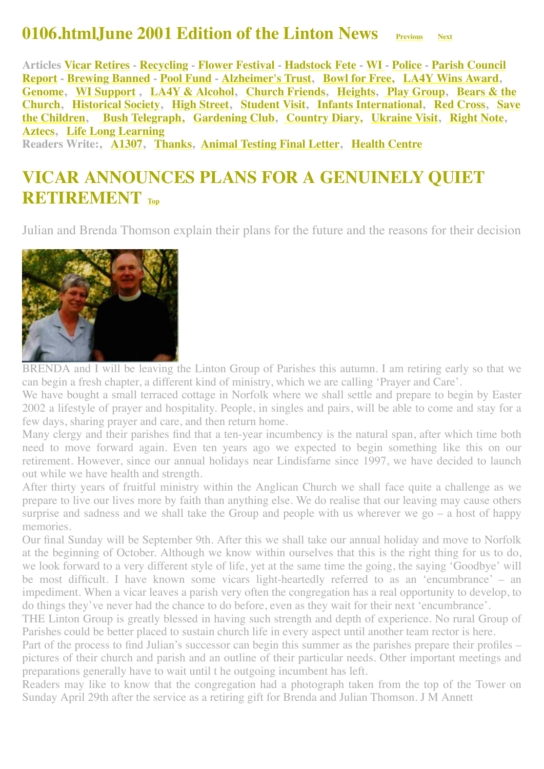# 0106.htmlJune 2001 Edition of the Linton News Previous Next

**Articles** Vicar Retires - Recycling - Flower Festival - Hadstock Fete - WI - Police - Parish Council Report - Brewing Banned - Pool Fund - Alzheimer's Trust, Bowl for Free, LA4Y Wins Award, Genome, WI Support, LA4Y & Alcohol, Church Friends, Heights, Play Group, Bears & the Church, Historical Society, High Street, Student Visit, Infants International, Red Cross, Save the Children, Bush Telegraph, Gardening Club, Country Diary, Ukraine Visit, Right Note, Aztecs, Life Long Learning

**Readers Write:**, A1307, Thanks, Animal Testing Final Letter, Health Centre

## VICAR ANNOUNCES PLANS FOR A GENUINELY QUIET RETIREMENT Top

Julian and Brenda Thomson explain their plans for the future and the reasons for their decision

BRENDA and I will be leaving the Linton Group of Parishes this autumn. I am retiring early so that we can begin a fresh chapter, a different kind of ministry, which we are calling 'Prayer and Care'.

We have bought a small terraced cottage in Norfolk where we shall settle and prepare to begin by Easter 2002 a lifestyle of prayer and hospitality. People, in singles and pairs, will be able to come and stay for a few days, sharing prayer and care, and then return home.

Many clergy and their parishes find that a ten-year incumbency is the natural span, after which time both need to move forward again. Even ten years ago we expected to begin something like this on our retirement. However, since our annual holidays near Lindisfarne since 1997, we have decided to launch out while we have health and strength.

After thirty years of fruitful ministry within the Anglican Church we shall face quite a challenge as we prepare to live our lives more by faith than anything else. We do realise that our leaving may cause others surprise and sadness and we shall take the Group and people with us wherever we go – a host of happy memories.

Our final Sunday will be September 9th. After this we shall take our annual holiday and move to Norfolk at the beginning of October. Although we know within ourselves that this is the right thing for us to do, we look forward to a very different style of life, yet at the same time the going, the saying 'Goodbye' will be most difficult. I have known some vicars light-heartedly referred to as an 'encumbrance' – an impediment. When a vicar leaves a parish very often the congregation has a real opportunity to develop, to do things they've never had the chance to do before, even as they wait for their next 'encumbrance'.

THE Linton Group is greatly blessed in having such strength and depth of experience. No rural Group of Parishes could be better placed to sustain church life in every aspect until another team rector is here.

Part of the process to find Julian's successor can begin this summer as the parishes prepare their profiles – pictures of their church and parish and an outline of their particular needs. Other important meetings and preparations generally have to wait until t he outgoing incumbent has left.

Readers may like to know that the congregation had a photograph taken from the top of the Tower on Sunday April 29th after the service as a retiring gift for Brenda and Julian Thomson. J M Annett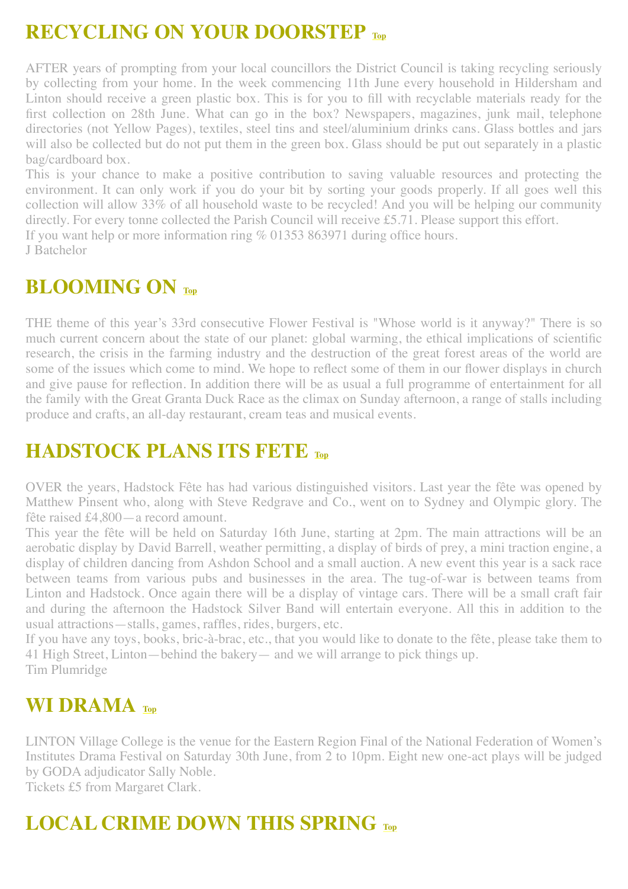## RECYCLING ON YOUR DOORSTEP Top

AFTER years of prompting from your local councillors the District Council is taking recycling seriously by collecting from your home. In the week commencing 11th June every household in Hildersham and Linton should receive a green plastic box. This is for you to fill with recyclable materials ready for the first collection on 28th June. What can go in the box? Newspapers, magazines, junk mail, telephone directories (not Yellow Pages), textiles, steel tins and steel/aluminium drinks cans. Glass bottles and jars will also be collected but do not put them in the green box. Glass should be put out separately in a plastic bag/cardboard box.

This is your chance to make a positive contribution to saving valuable resources and protecting the environment. It can only work if you do your bit by sorting your goods properly. If all goes well this collection will allow 33% of all household waste to be recycled! And you will be helping our community directly. For every tonne collected the Parish Council will receive £5.71. Please support this effort.

If you want help or more information ring % 01353 863971 during office hours.

J Batchelor

## BLOOMING ON Top

THE theme of this year's 33rd consecutive Flower Festival is "Whose world is it anyway?" There is so much current concern about the state of our planet: global warming, the ethical implications of scientific research, the crisis in the farming industry and the destruction of the great forest areas of the world are some of the issues which come to mind. We hope to reflect some of them in our flower displays in church and give pause for reflection. In addition there will be as usual a full programme of entertainment for all the family with the Great Granta Duck Race as the climax on Sunday afternoon, a range of stalls including produce and crafts, an all-day restaurant, cream teas and musical events.

## HADSTOCK PLANS ITS FETE Top

OVER the years, Hadstock Fête has had various distinguished visitors. Last year the fête was opened by Matthew Pinsent who, along with Steve Redgrave and Co., went on to Sydney and Olympic glory. The fête raised £4,800—a record amount.

This year the fête will be held on Saturday 16th June, starting at 2pm. The main attractions will be an aerobatic display by David Barrell, weather permitting, a display of birds of prey, a mini traction engine, a display of children dancing from Ashdon School and a small auction. A new event this year is a sack race between teams from various pubs and businesses in the area. The tug-of-war is between teams from Linton and Hadstock. Once again there will be a display of vintage cars. There will be a small craft fair and during the afternoon the Hadstock Silver Band will entertain everyone. All this in addition to the usual attractions—stalls, games, raffles, rides, burgers, etc.

If you have any toys, books, bric-à-brac, etc., that you would like to donate to the fête, please take them to 41 High Street, Linton—behind the bakery— and we will arrange to pick things up.

Tim Plumridge

## WI DRAMA Top

LINTON Village College is the venue for the Eastern Region Final of the National Federation of Women's Institutes Drama Festival on Saturday 30th June, from 2 to 10pm. Eight new one-act plays will be judged by GODA adjudicator Sally Noble.

Tickets £5 from Margaret Clark.

## LOCAL CRIME DOWN THIS SPRING Top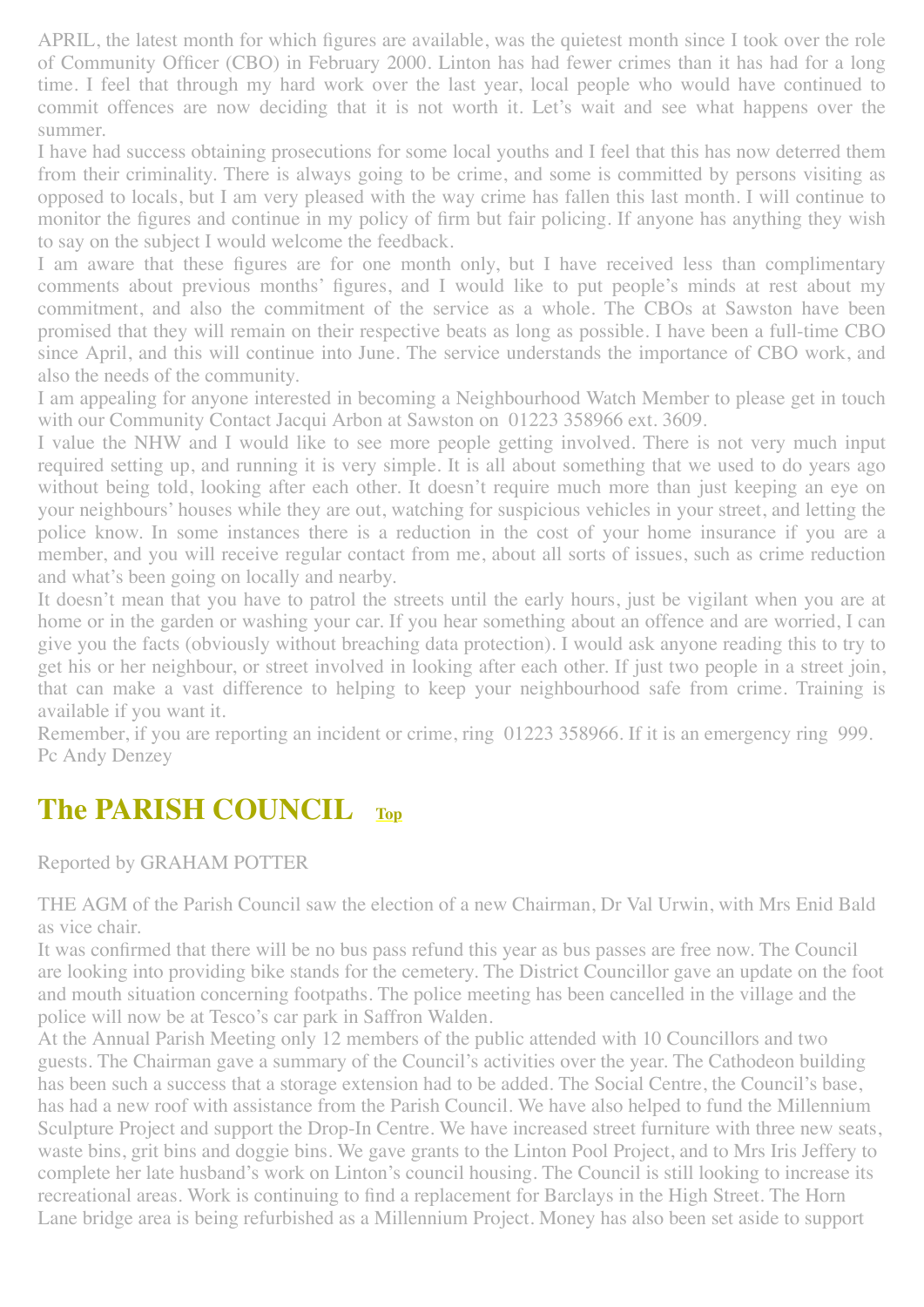APRIL, the latest month for which figures are available, was the quietest month since I took over the role of Community Officer (CBO) in February 2000. Linton has had fewer crimes than it has had for a long time. I feel that through my hard work over the last year, local people who would have continued to commit offences are now deciding that it is not worth it. Let's wait and see what happens over the summer.

I have had success obtaining prosecutions for some local youths and I feel that this has now deterred them from their criminality. There is always going to be crime, and some is committed by persons visiting as opposed to locals, but I am very pleased with the way crime has fallen this last month. I will continue to monitor the figures and continue in my policy of firm but fair policing. If anyone has anything they wish to say on the subject I would welcome the feedback.

I am aware that these figures are for one month only, but I have received less than complimentary comments about previous months' figures, and I would like to put people's minds at rest about my commitment, and also the commitment of the service as a whole. The CBOs at Sawston have been promised that they will remain on their respective beats as long as possible. I have been a full-time CBO since April, and this will continue into June. The service understands the importance of CBO work, and also the needs of the community.

I am appealing for anyone interested in becoming a Neighbourhood Watch Member to please get in touch with our Community Contact Jacqui Arbon at Sawston on 01223 358966 ext. 3609.

I value the NHW and I would like to see more people getting involved. There is not very much input required setting up, and running it is very simple. It is all about something that we used to do years ago without being told, looking after each other. It doesn't require much more than just keeping an eye on your neighbours' houses while they are out, watching for suspicious vehicles in your street, and letting the police know. In some instances there is a reduction in the cost of your home insurance if you are a member, and you will receive regular contact from me, about all sorts of issues, such as crime reduction and what's been going on locally and nearby.

It doesn't mean that you have to patrol the streets until the early hours, just be vigilant when you are at home or in the garden or washing your car. If you hear something about an offence and are worried, I can give you the facts (obviously without breaching data protection). I would ask anyone reading this to try to get his or her neighbour, or street involved in looking after each other. If just two people in a street join, that can make a vast difference to helping to keep your neighbourhood safe from crime. Training is available if you want it.

Remember, if you are reporting an incident or crime, ring 01223 358966. If it is an emergency ring 999.

Pc Andy Denzey

## The PARISH COUNCIL Top

Reported by GRAHAM POTTER

THE AGM of the Parish Council saw the election of a new Chairman, Dr Val Urwin, with Mrs Enid Bald as vice chair.

It was confirmed that there will be no bus pass refund this year as bus passes are free now. The Council are looking into providing bike stands for the cemetery. The District Councillor gave an update on the foot and mouth situation concerning footpaths. The police meeting has been cancelled in the village and the police will now be at Tesco's car park in Saffron Walden.

At the Annual Parish Meeting only 12 members of the public attended with 10 Councillors and two guests. The Chairman gave a summary of the Council's activities over the year. The Cathodeon building has been such a success that a storage extension had to be added. The Social Centre, the Council's base, has had a new roof with assistance from the Parish Council. We have also helped to fund the Millennium Sculpture Project and support the Drop-In Centre. We have increased street furniture with three new seats, waste bins, grit bins and doggie bins. We gave grants to the Linton Pool Project, and to Mrs Iris Jeffery to complete her late husband's work on Linton's council housing. The Council is still looking to increase its recreational areas. Work is continuing to find a replacement for Barclays in the High Street. The Horn Lane bridge area is being refurbished as a Millennium Project. Money has also been set aside to support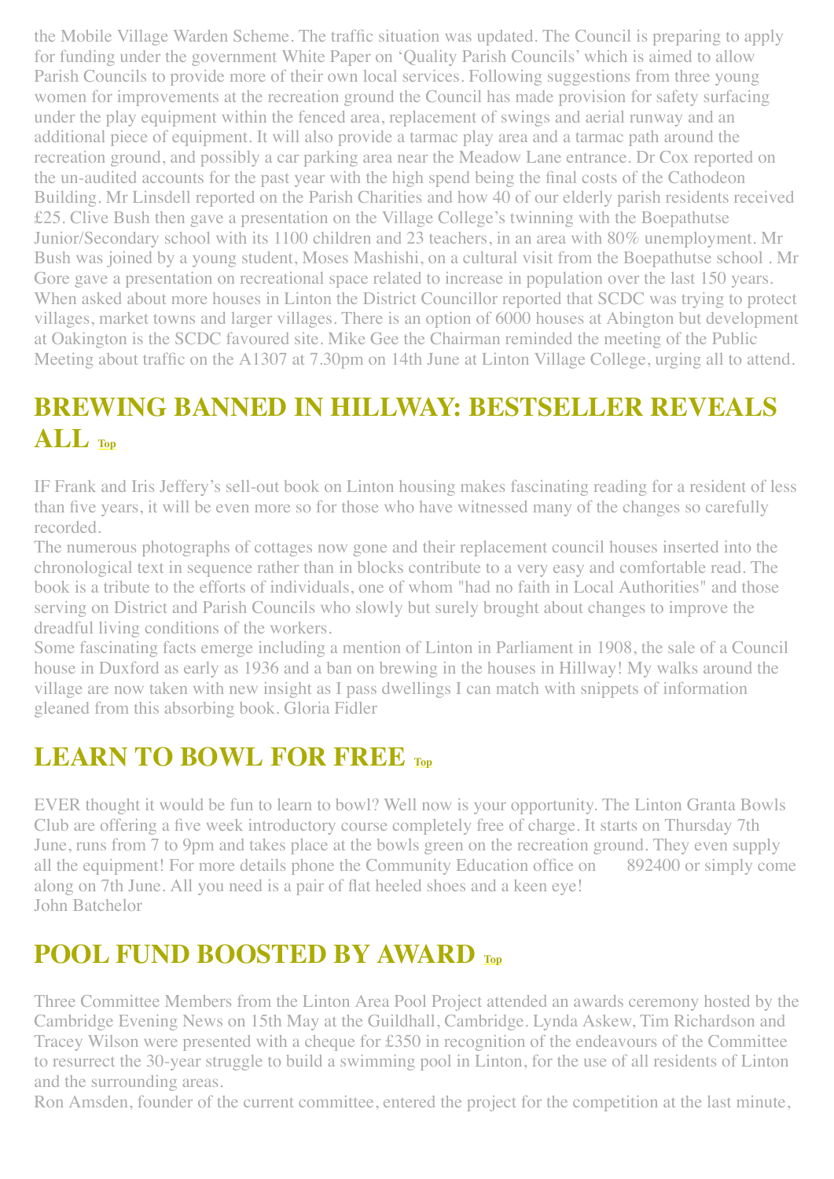the Mobile Village Warden Scheme. The traffic situation was updated. The Council is preparing to apply for funding under the government White Paper on 'Quality Parish Councils' which is aimed to allow Parish Councils to provide more of their own local services. Following suggestions from three young women for improvements at the recreation ground the Council has made provision for safety surfacing under the play equipment within the fenced area, replacement of swings and aerial runway and an additional piece of equipment. It will also provide a tarmac play area and a tarmac path around the recreation ground, and possibly a car parking area near the Meadow Lane entrance. Dr Cox reported on the un-audited accounts for the past year with the high spend being the final costs of the Cathodeon Building. Mr Linsdell reported on the Parish Charities and how 40 of our elderly parish residents received £25. Clive Bush then gave a presentation on the Village College's twinning with the Boepathutse Junior/Secondary school with its 1100 children and 23 teachers, in an area with 80% unemployment. Mr Bush was joined by a young student, Moses Mashishi, on a cultural visit from the Boepathutse school . Mr Gore gave a presentation on recreational space related to increase in population over the last 150 years. When asked about more houses in Linton the District Councillor reported that SCDC was trying to protect villages, market towns and larger villages. There is an option of 6000 houses at Abington but development at Oakington is the SCDC favoured site. Mike Gee the Chairman reminded the meeting of the Public Meeting about traffic on the A1307 at 7.30pm on 14th June at Linton Village College, urging all to attend.

## BREWING BANNED IN HILLWAY: BESTSELLER REVEALS ALL Top

IF Frank and Iris Jeffery's sell-out book on Linton housing makes fascinating reading for a resident of less than five years, it will be even more so for those who have witnessed many of the changes so carefully recorded.
The numerous photographs of cottages now gone and their replacement council houses inserted into the chronological text in sequence rather than in blocks contribute to a very easy and comfortable read. The book is a tribute to the efforts of individuals, one of whom "had no faith in Local Authorities" and those serving on District and Parish Councils who slowly but surely brought about changes to improve the dreadful living conditions of the workers.
Some fascinating facts emerge including a mention of Linton in Parliament in 1908, the sale of a Council house in Duxford as early as 1936 and a ban on brewing in the houses in Hillway! My walks around the village are now taken with new insight as I pass dwellings I can match with snippets of information gleaned from this absorbing book. Gloria Fidler

## LEARN TO BOWL FOR FREE Top

EVER thought it would be fun to learn to bowl? Well now is your opportunity. The Linton Granta Bowls Club are offering a five week introductory course completely free of charge. It starts on Thursday 7th June, runs from 7 to 9pm and takes place at the bowls green on the recreation ground. They even supply all the equipment! For more details phone the Community Education office on 892400 or simply come along on 7th June. All you need is a pair of flat heeled shoes and a keen eye!
John Batchelor

## POOL FUND BOOSTED BY AWARD Top

Three Committee Members from the Linton Area Pool Project attended an awards ceremony hosted by the Cambridge Evening News on 15th May at the Guildhall, Cambridge. Lynda Askew, Tim Richardson and Tracey Wilson were presented with a cheque for £350 in recognition of the endeavours of the Committee to resurrect the 30-year struggle to build a swimming pool in Linton, for the use of all residents of Linton and the surrounding areas.
Ron Amsden, founder of the current committee, entered the project for the competition at the last minute,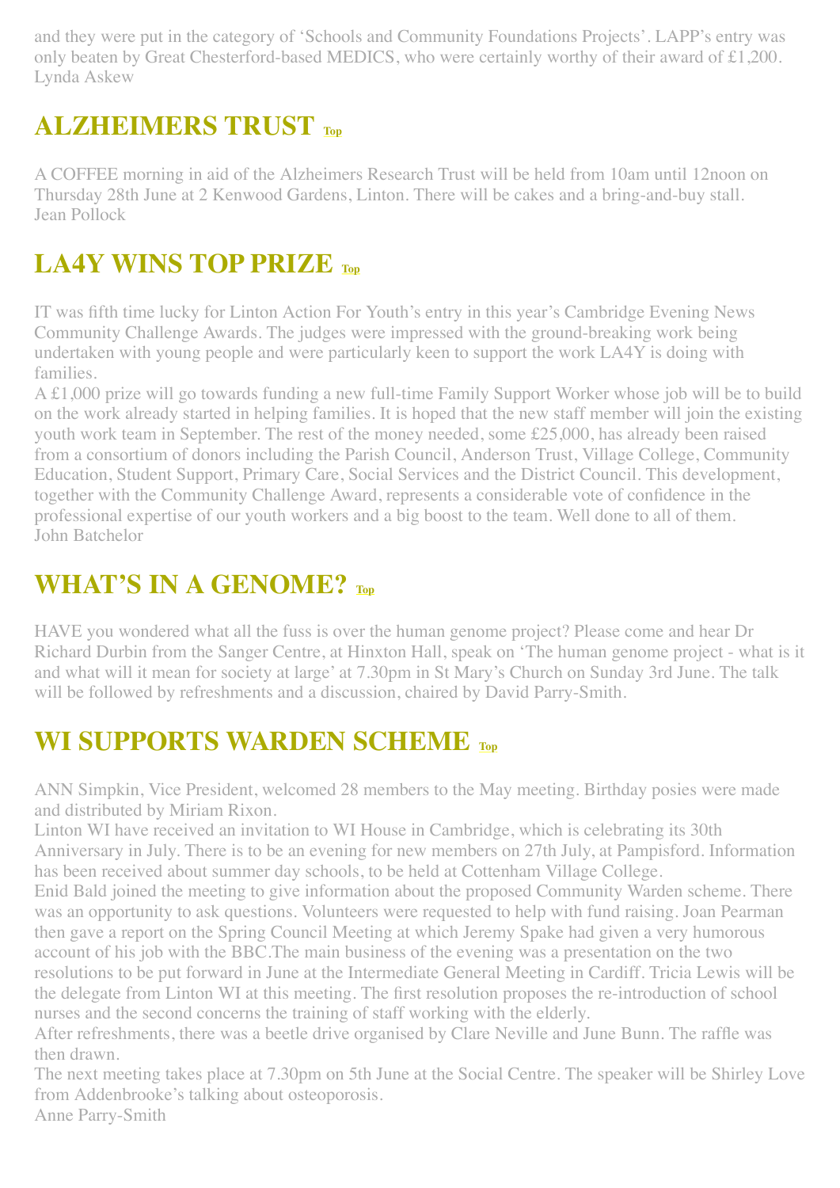and they were put in the category of 'Schools and Community Foundations Projects'. LAPP's entry was only beaten by Great Chesterford-based MEDICS, who were certainly worthy of their award of £1,200.
Lynda Askew

## ALZHEIMERS TRUST Top

A COFFEE morning in aid of the Alzheimers Research Trust will be held from 10am until 12noon on Thursday 28th June at 2 Kenwood Gardens, Linton. There will be cakes and a bring-and-buy stall.
Jean Pollock

## LA4Y WINS TOP PRIZE Top

IT was fifth time lucky for Linton Action For Youth's entry in this year's Cambridge Evening News Community Challenge Awards. The judges were impressed with the ground-breaking work being undertaken with young people and were particularly keen to support the work LA4Y is doing with families.
A £1,000 prize will go towards funding a new full-time Family Support Worker whose job will be to build on the work already started in helping families. It is hoped that the new staff member will join the existing youth work team in September. The rest of the money needed, some £25,000, has already been raised from a consortium of donors including the Parish Council, Anderson Trust, Village College, Community Education, Student Support, Primary Care, Social Services and the District Council. This development, together with the Community Challenge Award, represents a considerable vote of confidence in the professional expertise of our youth workers and a big boost to the team. Well done to all of them.
John Batchelor

## WHAT'S IN A GENOME? Top

HAVE you wondered what all the fuss is over the human genome project? Please come and hear Dr Richard Durbin from the Sanger Centre, at Hinxton Hall, speak on 'The human genome project - what is it and what will it mean for society at large' at 7.30pm in St Mary's Church on Sunday 3rd June. The talk will be followed by refreshments and a discussion, chaired by David Parry-Smith.

## WI SUPPORTS WARDEN SCHEME Top

ANN Simpkin, Vice President, welcomed 28 members to the May meeting. Birthday posies were made and distributed by Miriam Rixon.
Linton WI have received an invitation to WI House in Cambridge, which is celebrating its 30th Anniversary in July. There is to be an evening for new members on 27th July, at Pampisford. Information has been received about summer day schools, to be held at Cottenham Village College.
Enid Bald joined the meeting to give information about the proposed Community Warden scheme. There was an opportunity to ask questions. Volunteers were requested to help with fund raising. Joan Pearman then gave a report on the Spring Council Meeting at which Jeremy Spake had given a very humorous account of his job with the BBC.The main business of the evening was a presentation on the two resolutions to be put forward in June at the Intermediate General Meeting in Cardiff. Tricia Lewis will be the delegate from Linton WI at this meeting. The first resolution proposes the re-introduction of school nurses and the second concerns the training of staff working with the elderly.
After refreshments, there was a beetle drive organised by Clare Neville and June Bunn. The raffle was then drawn.
The next meeting takes place at 7.30pm on 5th June at the Social Centre. The speaker will be Shirley Love from Addenbrooke's talking about osteoporosis.
Anne Parry-Smith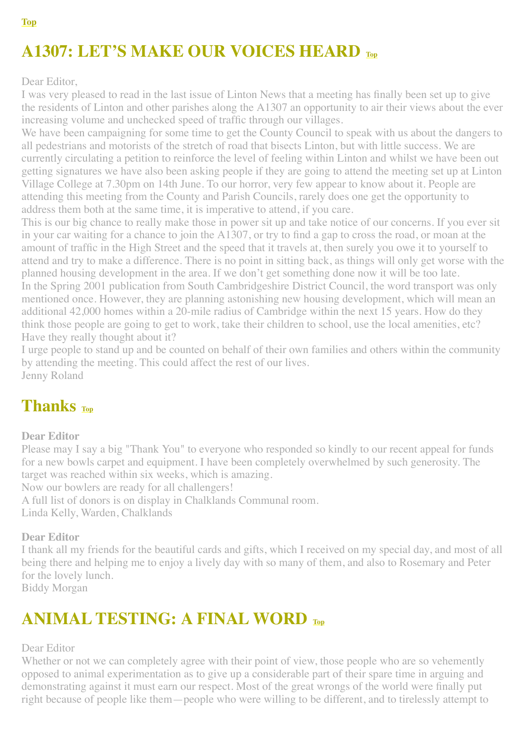Top

## A1307: LET'S MAKE OUR VOICES HEARD Top

Dear Editor,

I was very pleased to read in the last issue of Linton News that a meeting has finally been set up to give the residents of Linton and other parishes along the A1307 an opportunity to air their views about the ever increasing volume and unchecked speed of traffic through our villages.

We have been campaigning for some time to get the County Council to speak with us about the dangers to all pedestrians and motorists of the stretch of road that bisects Linton, but with little success. We are currently circulating a petition to reinforce the level of feeling within Linton and whilst we have been out getting signatures we have also been asking people if they are going to attend the meeting set up at Linton Village College at 7.30pm on 14th June. To our horror, very few appear to know about it. People are attending this meeting from the County and Parish Councils, rarely does one get the opportunity to address them both at the same time, it is imperative to attend, if you care.

This is our big chance to really make those in power sit up and take notice of our concerns. If you ever sit in your car waiting for a chance to join the A1307, or try to find a gap to cross the road, or moan at the amount of traffic in the High Street and the speed that it travels at, then surely you owe it to yourself to attend and try to make a difference. There is no point in sitting back, as things will only get worse with the planned housing development in the area. If we don't get something done now it will be too late.

In the Spring 2001 publication from South Cambridgeshire District Council, the word transport was only mentioned once. However, they are planning astonishing new housing development, which will mean an additional 42,000 homes within a 20-mile radius of Cambridge within the next 15 years. How do they think those people are going to get to work, take their children to school, use the local amenities, etc? Have they really thought about it?

I urge people to stand up and be counted on behalf of their own families and others within the community by attending the meeting. This could affect the rest of our lives.

Jenny Roland

## Thanks Top

**Dear Editor**

Please may I say a big "Thank You" to everyone who responded so kindly to our recent appeal for funds for a new bowls carpet and equipment. I have been completely overwhelmed by such generosity. The target was reached within six weeks, which is amazing.

Now our bowlers are ready for all challengers!

A full list of donors is on display in Chalklands Communal room.

Linda Kelly, Warden, Chalklands

**Dear Editor**

I thank all my friends for the beautiful cards and gifts, which I received on my special day, and most of all being there and helping me to enjoy a lively day with so many of them, and also to Rosemary and Peter for the lovely lunch.

Biddy Morgan

## ANIMAL TESTING: A FINAL WORD Top

Dear Editor

Whether or not we can completely agree with their point of view, those people who are so vehemently opposed to animal experimentation as to give up a considerable part of their spare time in arguing and demonstrating against it must earn our respect. Most of the great wrongs of the world were finally put right because of people like them—people who were willing to be different, and to tirelessly attempt to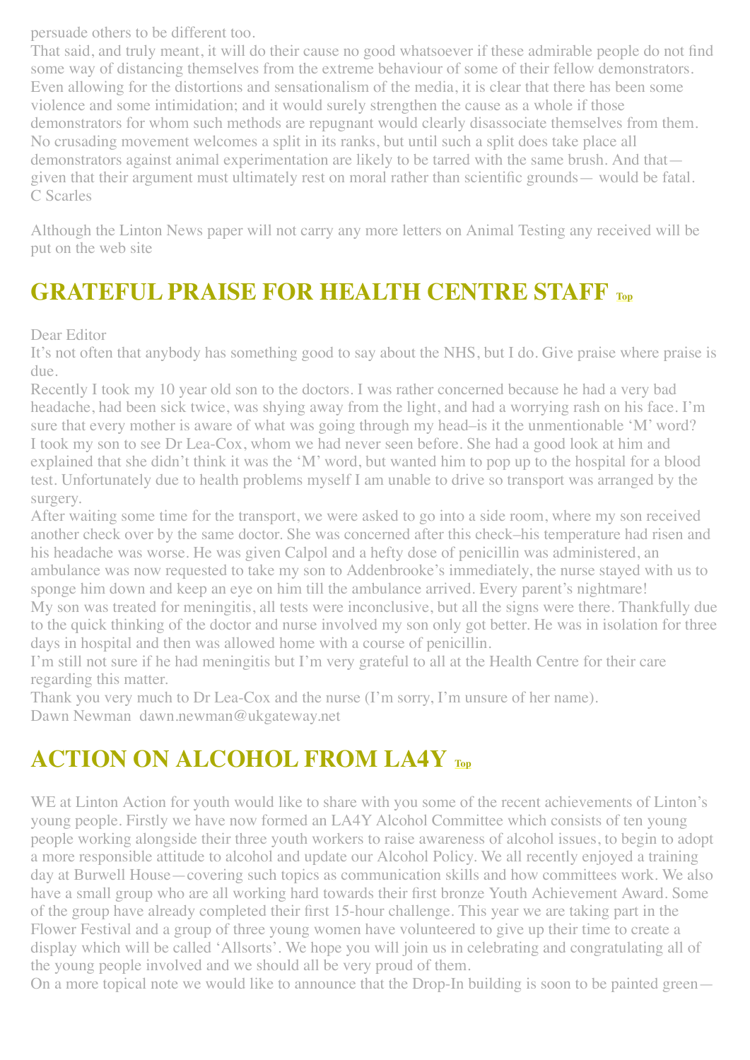persuade others to be different too.

That said, and truly meant, it will do their cause no good whatsoever if these admirable people do not find some way of distancing themselves from the extreme behaviour of some of their fellow demonstrators. Even allowing for the distortions and sensationalism of the media, it is clear that there has been some violence and some intimidation; and it would surely strengthen the cause as a whole if those demonstrators for whom such methods are repugnant would clearly disassociate themselves from them. No crusading movement welcomes a split in its ranks, but until such a split does take place all demonstrators against animal experimentation are likely to be tarred with the same brush. And that— given that their argument must ultimately rest on moral rather than scientific grounds— would be fatal.

C Scarles

Although the Linton News paper will not carry any more letters on Animal Testing any received will be put on the web site

## GRATEFUL PRAISE FOR HEALTH CENTRE STAFF Top

Dear Editor

It's not often that anybody has something good to say about the NHS, but I do. Give praise where praise is due.

Recently I took my 10 year old son to the doctors. I was rather concerned because he had a very bad headache, had been sick twice, was shying away from the light, and had a worrying rash on his face. I'm sure that every mother is aware of what was going through my head–is it the unmentionable 'M' word?

I took my son to see Dr Lea-Cox, whom we had never seen before. She had a good look at him and explained that she didn't think it was the 'M' word, but wanted him to pop up to the hospital for a blood test. Unfortunately due to health problems myself I am unable to drive so transport was arranged by the surgery.

After waiting some time for the transport, we were asked to go into a side room, where my son received another check over by the same doctor. She was concerned after this check–his temperature had risen and his headache was worse. He was given Calpol and a hefty dose of penicillin was administered, an ambulance was now requested to take my son to Addenbrooke's immediately, the nurse stayed with us to sponge him down and keep an eye on him till the ambulance arrived. Every parent's nightmare!

My son was treated for meningitis, all tests were inconclusive, but all the signs were there. Thankfully due to the quick thinking of the doctor and nurse involved my son only got better. He was in isolation for three days in hospital and then was allowed home with a course of penicillin.

I'm still not sure if he had meningitis but I'm very grateful to all at the Health Centre for their care regarding this matter.

Thank you very much to Dr Lea-Cox and the nurse (I'm sorry, I'm unsure of her name).

Dawn Newman dawn.newman@ukgateway.net

## ACTION ON ALCOHOL FROM LA4Y Top

WE at Linton Action for youth would like to share with you some of the recent achievements of Linton's young people. Firstly we have now formed an LA4Y Alcohol Committee which consists of ten young people working alongside their three youth workers to raise awareness of alcohol issues, to begin to adopt a more responsible attitude to alcohol and update our Alcohol Policy. We all recently enjoyed a training day at Burwell House—covering such topics as communication skills and how committees work. We also have a small group who are all working hard towards their first bronze Youth Achievement Award. Some of the group have already completed their first 15-hour challenge. This year we are taking part in the Flower Festival and a group of three young women have volunteered to give up their time to create a display which will be called 'Allsorts'. We hope you will join us in celebrating and congratulating all of the young people involved and we should all be very proud of them.

On a more topical note we would like to announce that the Drop-In building is soon to be painted green—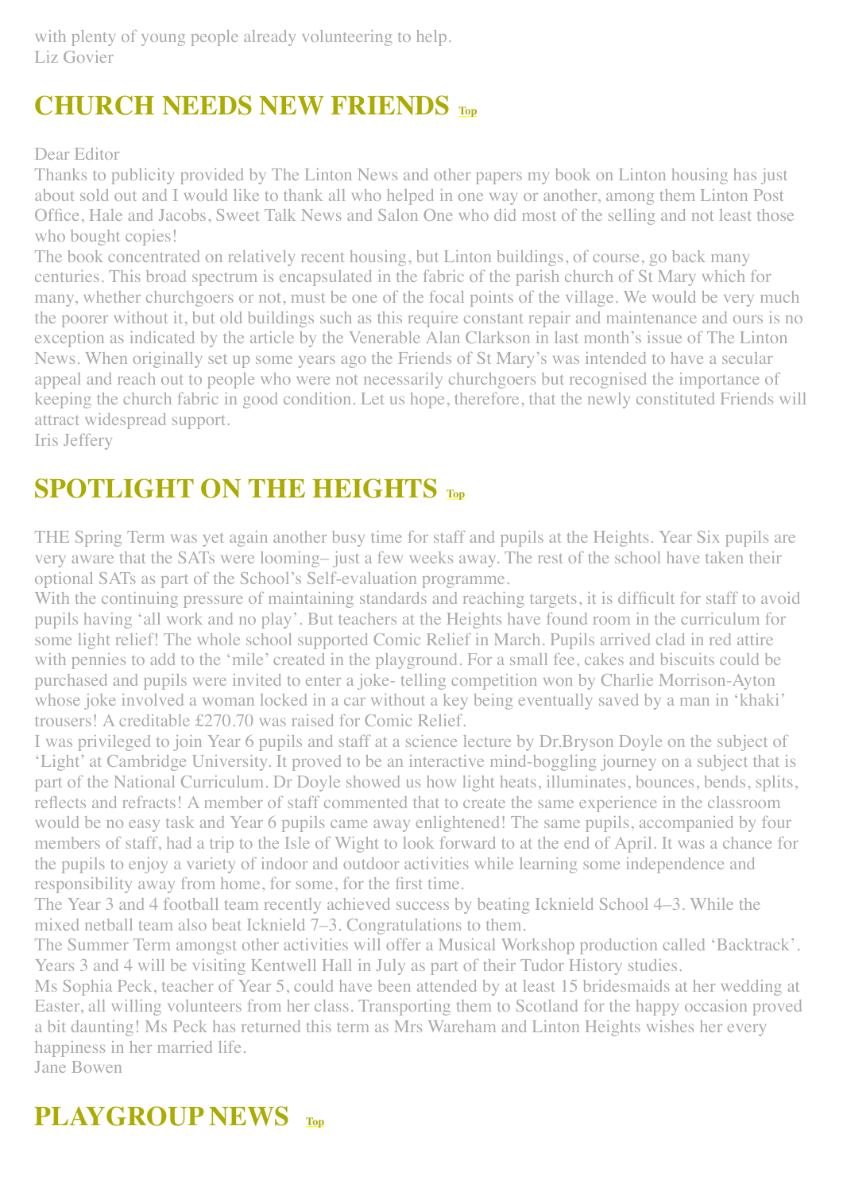with plenty of young people already volunteering to help.
Liz Govier

## CHURCH NEEDS NEW FRIENDS Top

Dear Editor
Thanks to publicity provided by The Linton News and other papers my book on Linton housing has just about sold out and I would like to thank all who helped in one way or another, among them Linton Post Office, Hale and Jacobs, Sweet Talk News and Salon One who did most of the selling and not least those who bought copies!
The book concentrated on relatively recent housing, but Linton buildings, of course, go back many centuries. This broad spectrum is encapsulated in the fabric of the parish church of St Mary which for many, whether churchgoers or not, must be one of the focal points of the village. We would be very much the poorer without it, but old buildings such as this require constant repair and maintenance and ours is no exception as indicated by the article by the Venerable Alan Clarkson in last month's issue of The Linton News. When originally set up some years ago the Friends of St Mary's was intended to have a secular appeal and reach out to people who were not necessarily churchgoers but recognised the importance of keeping the church fabric in good condition. Let us hope, therefore, that the newly constituted Friends will attract widespread support.
Iris Jeffery

## SPOTLIGHT ON THE HEIGHTS Top

THE Spring Term was yet again another busy time for staff and pupils at the Heights. Year Six pupils are very aware that the SATs were looming– just a few weeks away. The rest of the school have taken their optional SATs as part of the School's Self-evaluation programme.
With the continuing pressure of maintaining standards and reaching targets, it is difficult for staff to avoid pupils having 'all work and no play'. But teachers at the Heights have found room in the curriculum for some light relief! The whole school supported Comic Relief in March. Pupils arrived clad in red attire with pennies to add to the 'mile' created in the playground. For a small fee, cakes and biscuits could be purchased and pupils were invited to enter a joke- telling competition won by Charlie Morrison-Ayton whose joke involved a woman locked in a car without a key being eventually saved by a man in 'khaki' trousers! A creditable £270.70 was raised for Comic Relief.
I was privileged to join Year 6 pupils and staff at a science lecture by Dr.Bryson Doyle on the subject of 'Light' at Cambridge University. It proved to be an interactive mind-boggling journey on a subject that is part of the National Curriculum. Dr Doyle showed us how light heats, illuminates, bounces, bends, splits, reflects and refracts! A member of staff commented that to create the same experience in the classroom would be no easy task and Year 6 pupils came away enlightened! The same pupils, accompanied by four members of staff, had a trip to the Isle of Wight to look forward to at the end of April. It was a chance for the pupils to enjoy a variety of indoor and outdoor activities while learning some independence and responsibility away from home, for some, for the first time.
The Year 3 and 4 football team recently achieved success by beating Icknield School 4–3. While the mixed netball team also beat Icknield 7–3. Congratulations to them.
The Summer Term amongst other activities will offer a Musical Workshop production called 'Backtrack'. Years 3 and 4 will be visiting Kentwell Hall in July as part of their Tudor History studies.
Ms Sophia Peck, teacher of Year 5, could have been attended by at least 15 bridesmaids at her wedding at Easter, all willing volunteers from her class. Transporting them to Scotland for the happy occasion proved a bit daunting! Ms Peck has returned this term as Mrs Wareham and Linton Heights wishes her every happiness in her married life.
Jane Bowen

## PLAYGROUP NEWS Top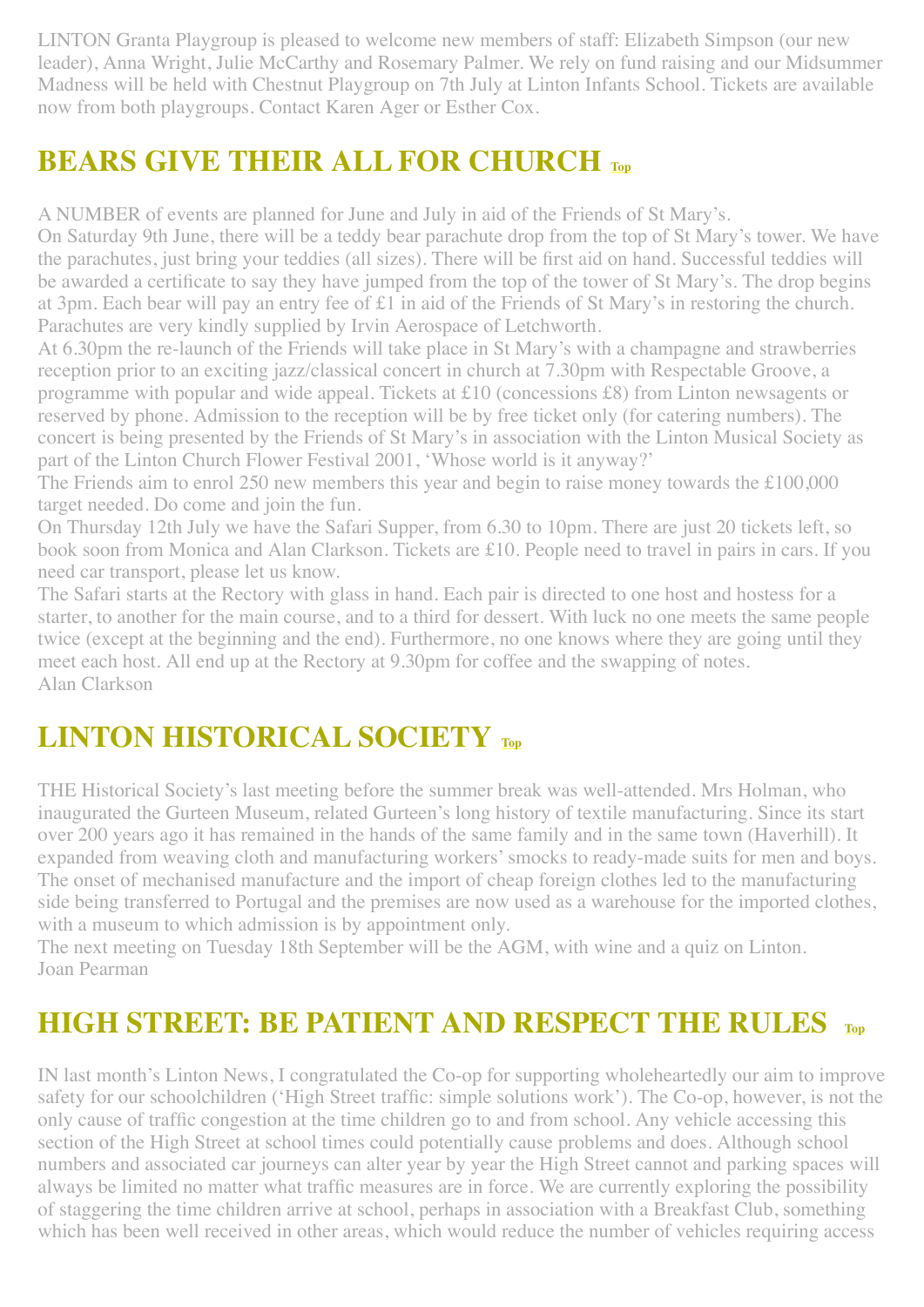LINTON Granta Playgroup is pleased to welcome new members of staff: Elizabeth Simpson (our new leader), Anna Wright, Julie McCarthy and Rosemary Palmer. We rely on fund raising and our Midsummer Madness will be held with Chestnut Playgroup on 7th July at Linton Infants School. Tickets are available now from both playgroups. Contact Karen Ager or Esther Cox.

## BEARS GIVE THEIR ALL FOR CHURCH Top

A NUMBER of events are planned for June and July in aid of the Friends of St Mary's.

On Saturday 9th June, there will be a teddy bear parachute drop from the top of St Mary's tower. We have the parachutes, just bring your teddies (all sizes). There will be first aid on hand. Successful teddies will be awarded a certificate to say they have jumped from the top of the tower of St Mary's. The drop begins at 3pm. Each bear will pay an entry fee of £1 in aid of the Friends of St Mary's in restoring the church. Parachutes are very kindly supplied by Irvin Aerospace of Letchworth.

At 6.30pm the re-launch of the Friends will take place in St Mary's with a champagne and strawberries reception prior to an exciting jazz/classical concert in church at 7.30pm with Respectable Groove, a programme with popular and wide appeal. Tickets at £10 (concessions £8) from Linton newsagents or reserved by phone. Admission to the reception will be by free ticket only (for catering numbers). The concert is being presented by the Friends of St Mary's in association with the Linton Musical Society as part of the Linton Church Flower Festival 2001, 'Whose world is it anyway?'

The Friends aim to enrol 250 new members this year and begin to raise money towards the £100,000 target needed. Do come and join the fun.

On Thursday 12th July we have the Safari Supper, from 6.30 to 10pm. There are just 20 tickets left, so book soon from Monica and Alan Clarkson. Tickets are £10. People need to travel in pairs in cars. If you need car transport, please let us know.

The Safari starts at the Rectory with glass in hand. Each pair is directed to one host and hostess for a starter, to another for the main course, and to a third for dessert. With luck no one meets the same people twice (except at the beginning and the end). Furthermore, no one knows where they are going until they meet each host. All end up at the Rectory at 9.30pm for coffee and the swapping of notes.

Alan Clarkson

## LINTON HISTORICAL SOCIETY Top

THE Historical Society's last meeting before the summer break was well-attended. Mrs Holman, who inaugurated the Gurteen Museum, related Gurteen's long history of textile manufacturing. Since its start over 200 years ago it has remained in the hands of the same family and in the same town (Haverhill). It expanded from weaving cloth and manufacturing workers' smocks to ready-made suits for men and boys. The onset of mechanised manufacture and the import of cheap foreign clothes led to the manufacturing side being transferred to Portugal and the premises are now used as a warehouse for the imported clothes, with a museum to which admission is by appointment only.

The next meeting on Tuesday 18th September will be the AGM, with wine and a quiz on Linton.

Joan Pearman

## HIGH STREET: BE PATIENT AND RESPECT THE RULES Top

IN last month's Linton News, I congratulated the Co-op for supporting wholeheartedly our aim to improve safety for our schoolchildren ('High Street traffic: simple solutions work'). The Co-op, however, is not the only cause of traffic congestion at the time children go to and from school. Any vehicle accessing this section of the High Street at school times could potentially cause problems and does. Although school numbers and associated car journeys can alter year by year the High Street cannot and parking spaces will always be limited no matter what traffic measures are in force. We are currently exploring the possibility of staggering the time children arrive at school, perhaps in association with a Breakfast Club, something which has been well received in other areas, which would reduce the number of vehicles requiring access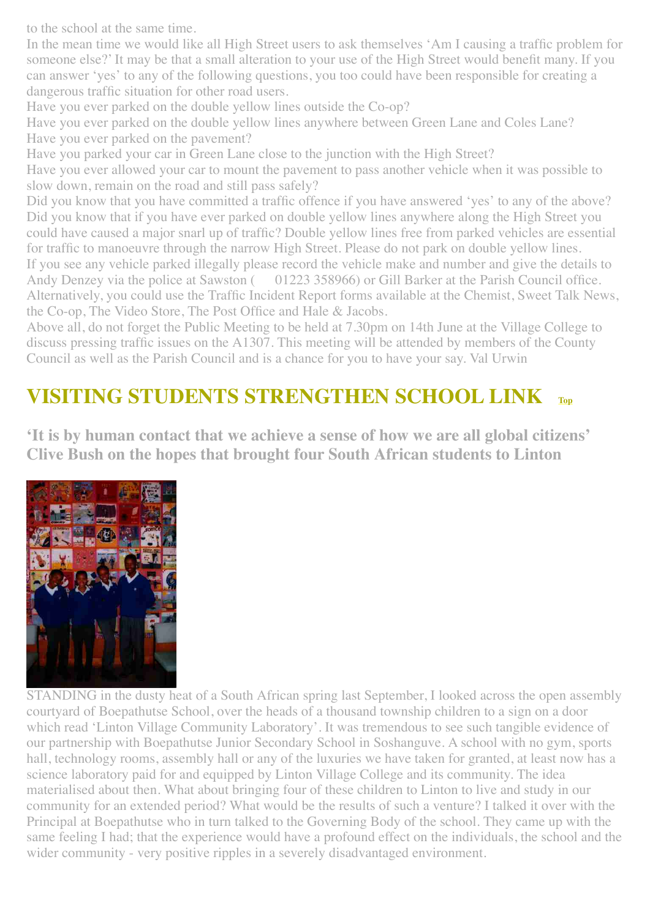to the school at the same time.

In the mean time we would like all High Street users to ask themselves 'Am I causing a traffic problem for someone else?' It may be that a small alteration to your use of the High Street would benefit many. If you can answer 'yes' to any of the following questions, you too could have been responsible for creating a dangerous traffic situation for other road users.

Have you ever parked on the double yellow lines outside the Co-op?

Have you ever parked on the double yellow lines anywhere between Green Lane and Coles Lane?

Have you ever parked on the pavement?

Have you parked your car in Green Lane close to the junction with the High Street?

Have you ever allowed your car to mount the pavement to pass another vehicle when it was possible to slow down, remain on the road and still pass safely?

Did you know that you have committed a traffic offence if you have answered 'yes' to any of the above?

Did you know that if you have ever parked on double yellow lines anywhere along the High Street you could have caused a major snarl up of traffic? Double yellow lines free from parked vehicles are essential for traffic to manoeuvre through the narrow High Street. Please do not park on double yellow lines.

If you see any vehicle parked illegally please record the vehicle make and number and give the details to Andy Denzey via the police at Sawston ( 01223 358966) or Gill Barker at the Parish Council office. Alternatively, you could use the Traffic Incident Report forms available at the Chemist, Sweet Talk News, the Co-op, The Video Store, The Post Office and Hale & Jacobs.

Above all, do not forget the Public Meeting to be held at 7.30pm on 14th June at the Village College to discuss pressing traffic issues on the A1307. This meeting will be attended by members of the County Council as well as the Parish Council and is a chance for you to have your say. Val Urwin

## VISITING STUDENTS STRENGTHEN SCHOOL LINK Top

**'It is by human contact that we achieve a sense of how we are all global citizens' Clive Bush on the hopes that brought four South African students to Linton**

STANDING in the dusty heat of a South African spring last September, I looked across the open assembly courtyard of Boepathutse School, over the heads of a thousand township children to a sign on a door which read 'Linton Village Community Laboratory'. It was tremendous to see such tangible evidence of our partnership with Boepathutse Junior Secondary School in Soshanguve. A school with no gym, sports hall, technology rooms, assembly hall or any of the luxuries we have taken for granted, at least now has a science laboratory paid for and equipped by Linton Village College and its community. The idea materialised about then. What about bringing four of these children to Linton to live and study in our community for an extended period? What would be the results of such a venture? I talked it over with the Principal at Boepathutse who in turn talked to the Governing Body of the school. They came up with the same feeling I had; that the experience would have a profound effect on the individuals, the school and the wider community - very positive ripples in a severely disadvantaged environment.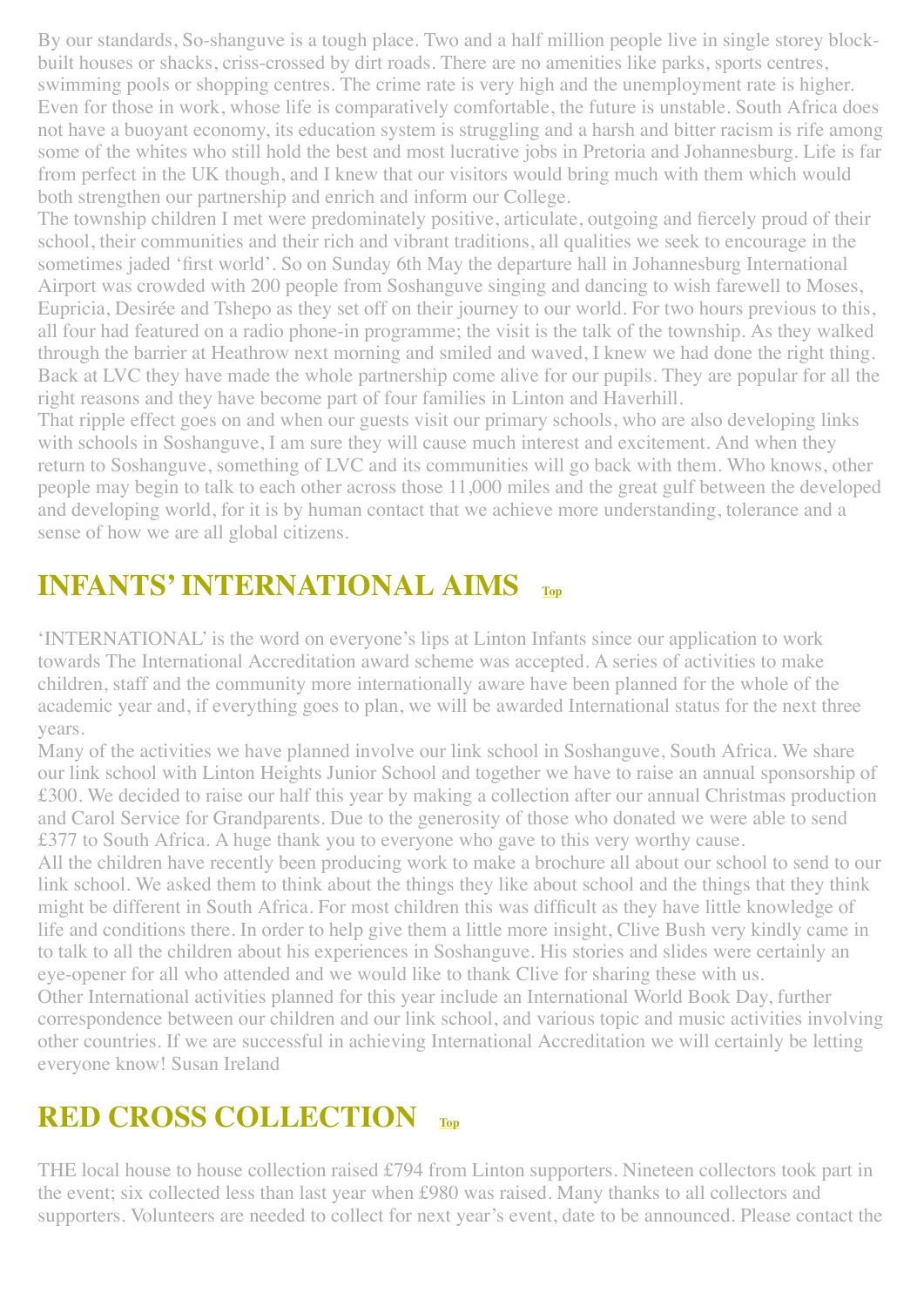By our standards, So-shanguve is a tough place. Two and a half million people live in single storey block-built houses or shacks, criss-crossed by dirt roads. There are no amenities like parks, sports centres, swimming pools or shopping centres. The crime rate is very high and the unemployment rate is higher. Even for those in work, whose life is comparatively comfortable, the future is unstable. South Africa does not have a buoyant economy, its education system is struggling and a harsh and bitter racism is rife among some of the whites who still hold the best and most lucrative jobs in Pretoria and Johannesburg. Life is far from perfect in the UK though, and I knew that our visitors would bring much with them which would both strengthen our partnership and enrich and inform our College.

The township children I met were predominately positive, articulate, outgoing and fiercely proud of their school, their communities and their rich and vibrant traditions, all qualities we seek to encourage in the sometimes jaded 'first world'. So on Sunday 6th May the departure hall in Johannesburg International Airport was crowded with 200 people from Soshanguve singing and dancing to wish farewell to Moses, Eupricia, Desirée and Tshepo as they set off on their journey to our world. For two hours previous to this, all four had featured on a radio phone-in programme; the visit is the talk of the township. As they walked through the barrier at Heathrow next morning and smiled and waved, I knew we had done the right thing. Back at LVC they have made the whole partnership come alive for our pupils. They are popular for all the right reasons and they have become part of four families in Linton and Haverhill.

That ripple effect goes on and when our guests visit our primary schools, who are also developing links with schools in Soshanguve, I am sure they will cause much interest and excitement. And when they return to Soshanguve, something of LVC and its communities will go back with them. Who knows, other people may begin to talk to each other across those 11,000 miles and the great gulf between the developed and developing world, for it is by human contact that we achieve more understanding, tolerance and a sense of how we are all global citizens.

## INFANTS' INTERNATIONAL AIMS Top

'INTERNATIONAL' is the word on everyone's lips at Linton Infants since our application to work towards The International Accreditation award scheme was accepted. A series of activities to make children, staff and the community more internationally aware have been planned for the whole of the academic year and, if everything goes to plan, we will be awarded International status for the next three years.

Many of the activities we have planned involve our link school in Soshanguve, South Africa. We share our link school with Linton Heights Junior School and together we have to raise an annual sponsorship of £300. We decided to raise our half this year by making a collection after our annual Christmas production and Carol Service for Grandparents. Due to the generosity of those who donated we were able to send £377 to South Africa. A huge thank you to everyone who gave to this very worthy cause.

All the children have recently been producing work to make a brochure all about our school to send to our link school. We asked them to think about the things they like about school and the things that they think might be different in South Africa. For most children this was difficult as they have little knowledge of life and conditions there. In order to help give them a little more insight, Clive Bush very kindly came in to talk to all the children about his experiences in Soshanguve. His stories and slides were certainly an eye-opener for all who attended and we would like to thank Clive for sharing these with us.

Other International activities planned for this year include an International World Book Day, further correspondence between our children and our link school, and various topic and music activities involving other countries. If we are successful in achieving International Accreditation we will certainly be letting everyone know! Susan Ireland

## RED CROSS COLLECTION Top

THE local house to house collection raised £794 from Linton supporters. Nineteen collectors took part in the event; six collected less than last year when £980 was raised. Many thanks to all collectors and supporters. Volunteers are needed to collect for next year's event, date to be announced. Please contact the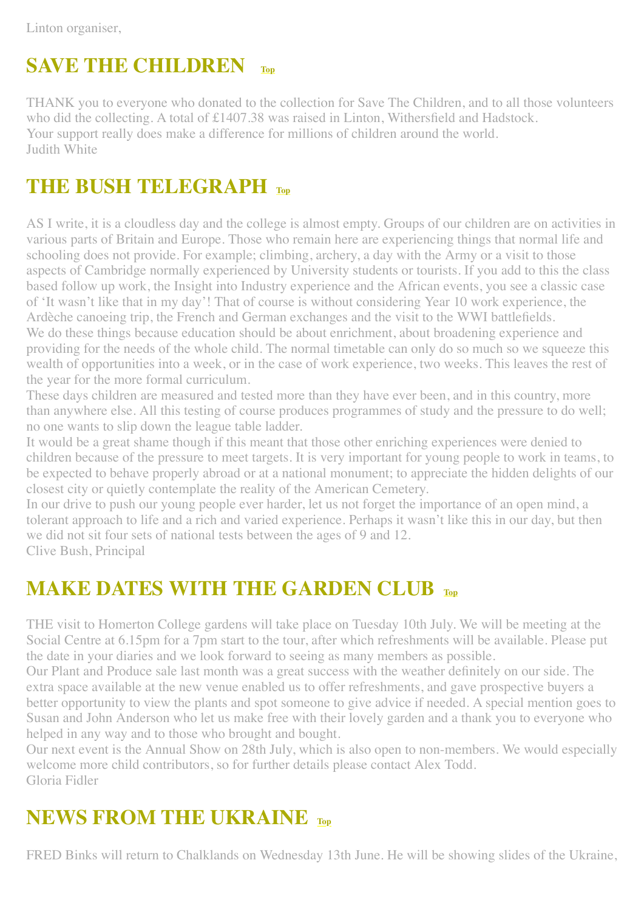Linton organiser,

## SAVE THE CHILDREN Top

THANK you to everyone who donated to the collection for Save The Children, and to all those volunteers who did the collecting. A total of £1407.38 was raised in Linton, Withersfield and Hadstock.
Your support really does make a difference for millions of children around the world.
Judith White

## THE BUSH TELEGRAPH Top

AS I write, it is a cloudless day and the college is almost empty. Groups of our children are on activities in various parts of Britain and Europe. Those who remain here are experiencing things that normal life and schooling does not provide. For example; climbing, archery, a day with the Army or a visit to those aspects of Cambridge normally experienced by University students or tourists. If you add to this the class based follow up work, the Insight into Industry experience and the African events, you see a classic case of 'It wasn't like that in my day'! That of course is without considering Year 10 work experience, the Ardèche canoeing trip, the French and German exchanges and the visit to the WWI battlefields.
We do these things because education should be about enrichment, about broadening experience and providing for the needs of the whole child. The normal timetable can only do so much so we squeeze this wealth of opportunities into a week, or in the case of work experience, two weeks. This leaves the rest of the year for the more formal curriculum.
These days children are measured and tested more than they have ever been, and in this country, more than anywhere else. All this testing of course produces programmes of study and the pressure to do well; no one wants to slip down the league table ladder.
It would be a great shame though if this meant that those other enriching experiences were denied to children because of the pressure to meet targets. It is very important for young people to work in teams, to be expected to behave properly abroad or at a national monument; to appreciate the hidden delights of our closest city or quietly contemplate the reality of the American Cemetery.
In our drive to push our young people ever harder, let us not forget the importance of an open mind, a tolerant approach to life and a rich and varied experience. Perhaps it wasn't like this in our day, but then we did not sit four sets of national tests between the ages of 9 and 12.
Clive Bush, Principal

## MAKE DATES WITH THE GARDEN CLUB Top

THE visit to Homerton College gardens will take place on Tuesday 10th July. We will be meeting at the Social Centre at 6.15pm for a 7pm start to the tour, after which refreshments will be available. Please put the date in your diaries and we look forward to seeing as many members as possible.
Our Plant and Produce sale last month was a great success with the weather definitely on our side. The extra space available at the new venue enabled us to offer refreshments, and gave prospective buyers a better opportunity to view the plants and spot someone to give advice if needed. A special mention goes to Susan and John Anderson who let us make free with their lovely garden and a thank you to everyone who helped in any way and to those who brought and bought.
Our next event is the Annual Show on 28th July, which is also open to non-members. We would especially welcome more child contributors, so for further details please contact Alex Todd.
Gloria Fidler

## NEWS FROM THE UKRAINE Top

FRED Binks will return to Chalklands on Wednesday 13th June. He will be showing slides of the Ukraine,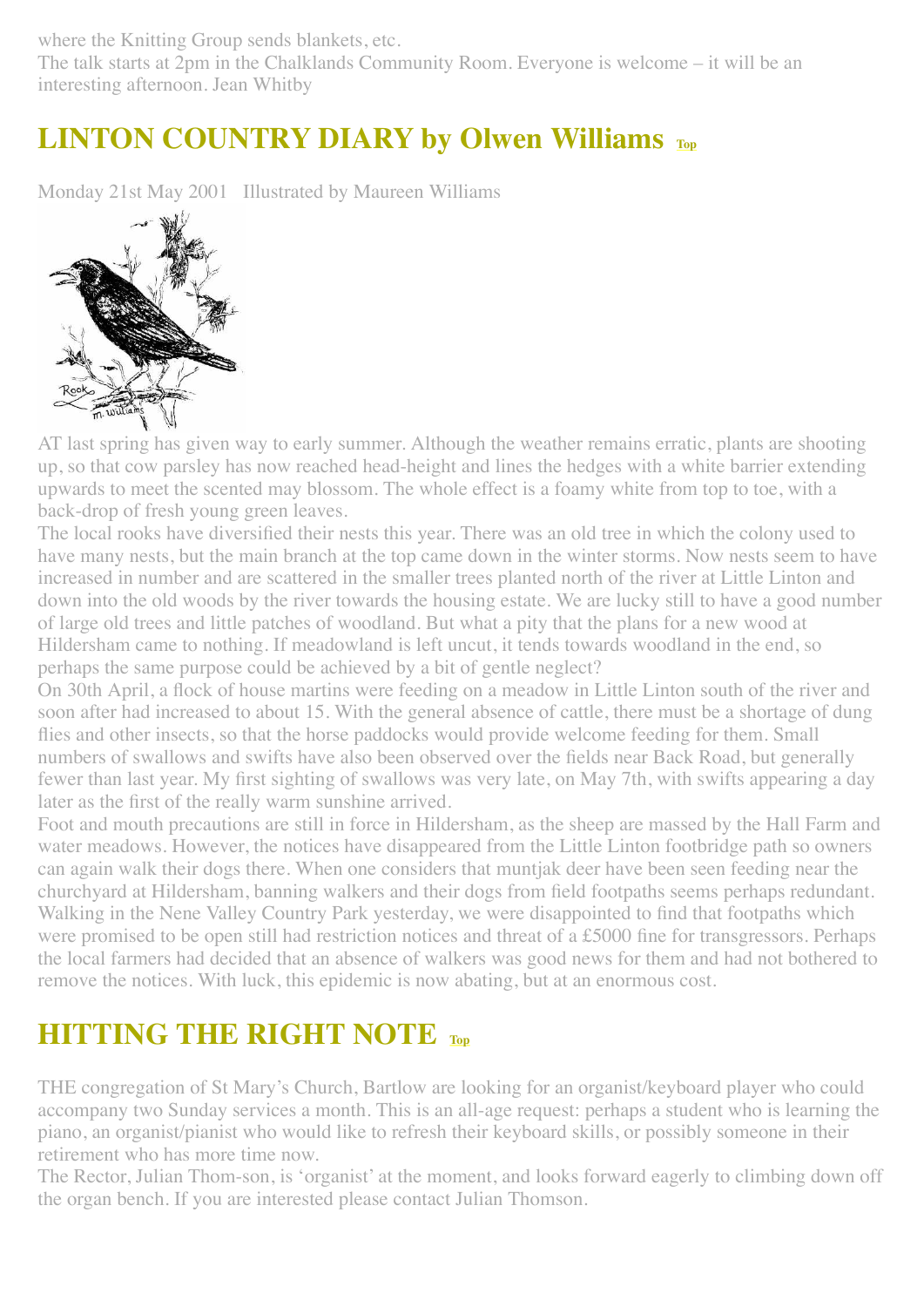where the Knitting Group sends blankets, etc.
The talk starts at 2pm in the Chalklands Community Room. Everyone is welcome – it will be an interesting afternoon. Jean Whitby

## LINTON COUNTRY DIARY by Olwen Williams Top

Monday 21st May 2001   Illustrated by Maureen Williams

AT last spring has given way to early summer. Although the weather remains erratic, plants are shooting up, so that cow parsley has now reached head-height and lines the hedges with a white barrier extending upwards to meet the scented may blossom. The whole effect is a foamy white from top to toe, with a back-drop of fresh young green leaves.

The local rooks have diversified their nests this year. There was an old tree in which the colony used to have many nests, but the main branch at the top came down in the winter storms. Now nests seem to have increased in number and are scattered in the smaller trees planted north of the river at Little Linton and down into the old woods by the river towards the housing estate. We are lucky still to have a good number of large old trees and little patches of woodland. But what a pity that the plans for a new wood at Hildersham came to nothing. If meadowland is left uncut, it tends towards woodland in the end, so perhaps the same purpose could be achieved by a bit of gentle neglect?

On 30th April, a flock of house martins were feeding on a meadow in Little Linton south of the river and soon after had increased to about 15. With the general absence of cattle, there must be a shortage of dung flies and other insects, so that the horse paddocks would provide welcome feeding for them. Small numbers of swallows and swifts have also been observed over the fields near Back Road, but generally fewer than last year. My first sighting of swallows was very late, on May 7th, with swifts appearing a day later as the first of the really warm sunshine arrived.

Foot and mouth precautions are still in force in Hildersham, as the sheep are massed by the Hall Farm and water meadows. However, the notices have disappeared from the Little Linton footbridge path so owners can again walk their dogs there. When one considers that muntjak deer have been seen feeding near the churchyard at Hildersham, banning walkers and their dogs from field footpaths seems perhaps redundant. Walking in the Nene Valley Country Park yesterday, we were disappointed to find that footpaths which were promised to be open still had restriction notices and threat of a £5000 fine for transgressors. Perhaps the local farmers had decided that an absence of walkers was good news for them and had not bothered to remove the notices. With luck, this epidemic is now abating, but at an enormous cost.

## HITTING THE RIGHT NOTE Top

THE congregation of St Mary's Church, Bartlow are looking for an organist/keyboard player who could accompany two Sunday services a month. This is an all-age request: perhaps a student who is learning the piano, an organist/pianist who would like to refresh their keyboard skills, or possibly someone in their retirement who has more time now.

The Rector, Julian Thom-son, is 'organist' at the moment, and looks forward eagerly to climbing down off the organ bench. If you are interested please contact Julian Thomson.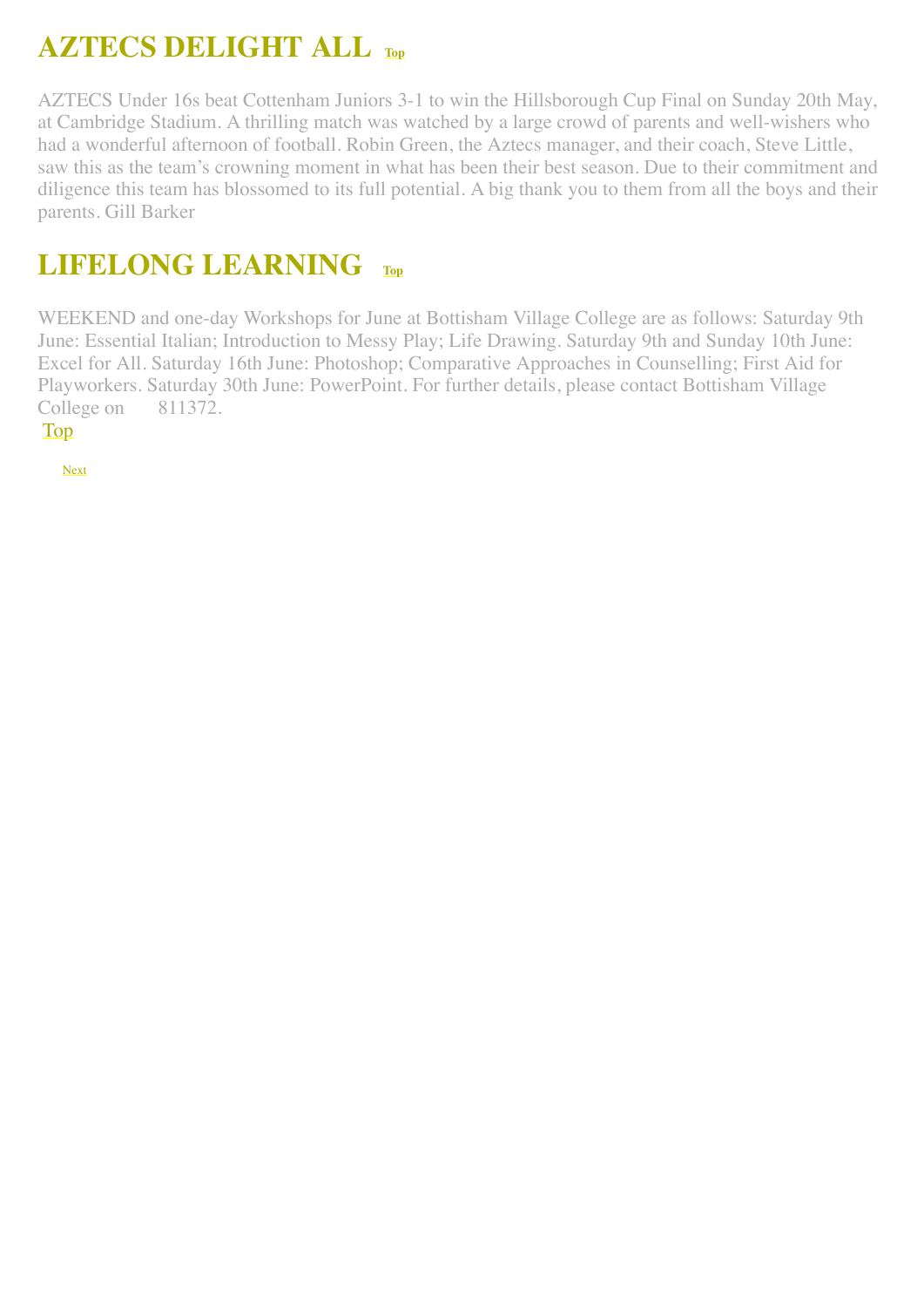## AZTECS DELIGHT ALL Top

AZTECS Under 16s beat Cottenham Juniors 3-1 to win the Hillsborough Cup Final on Sunday 20th May, at Cambridge Stadium. A thrilling match was watched by a large crowd of parents and well-wishers who had a wonderful afternoon of football. Robin Green, the Aztecs manager, and their coach, Steve Little, saw this as the team's crowning moment in what has been their best season. Due to their commitment and diligence this team has blossomed to its full potential. A big thank you to them from all the boys and their parents. Gill Barker

## LIFELONG LEARNING Top

WEEKEND and one-day Workshops for June at Bottisham Village College are as follows: Saturday 9th June: Essential Italian; Introduction to Messy Play; Life Drawing. Saturday 9th and Sunday 10th June: Excel for All. Saturday 16th June: Photoshop; Comparative Approaches in Counselling; First Aid for Playworkers. Saturday 30th June: PowerPoint. For further details, please contact Bottisham Village College on 811372.

Top

Next